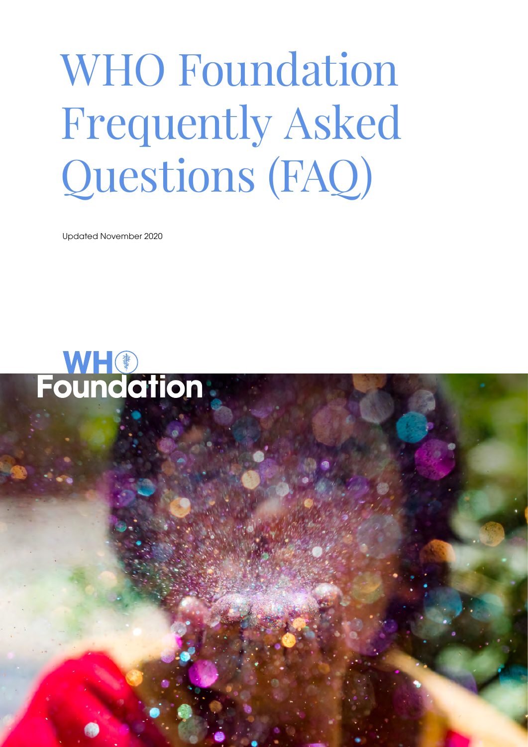# WHO Foundation Frequently Asked Questions (FAQ)

Updated November 2020

WHO Foundation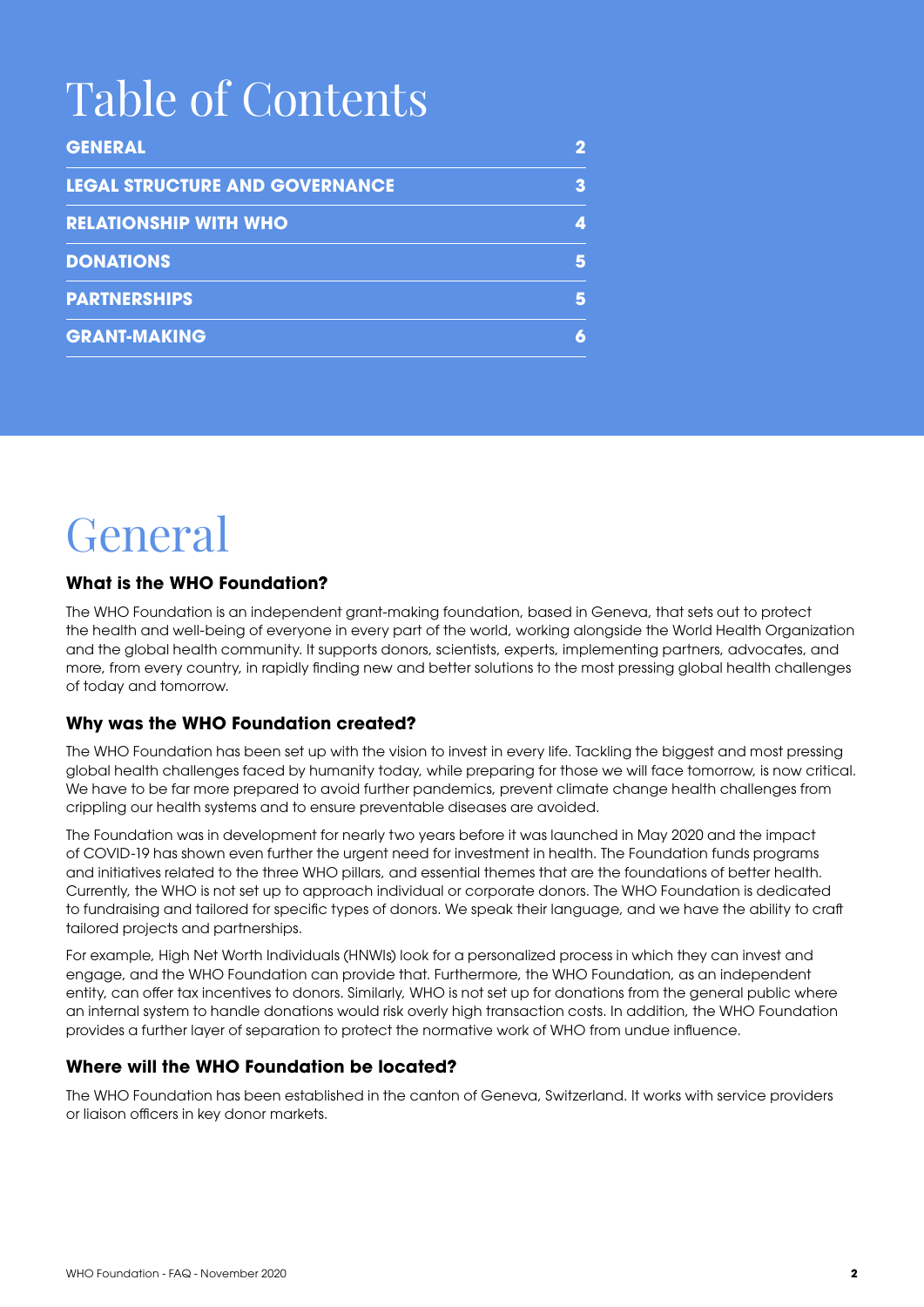# Table of Contents

| | |
|---|---|
| **GENERAL** | **2** |
| **LEGAL STRUCTURE AND GOVERNANCE** | **3** |
| **RELATIONSHIP WITH WHO** | **4** |
| **DONATIONS** | **5** |
| **PARTNERSHIPS** | **5** |
| **GRANT-MAKING** | **6** |

# General

### What is the WHO Foundation?

The WHO Foundation is an independent grant-making foundation, based in Geneva, that sets out to protect the health and well-being of everyone in every part of the world, working alongside the World Health Organization and the global health community. It supports donors, scientists, experts, implementing partners, advocates, and more, from every country, in rapidly finding new and better solutions to the most pressing global health challenges of today and tomorrow.

### Why was the WHO Foundation created?

The WHO Foundation has been set up with the vision to invest in every life. Tackling the biggest and most pressing global health challenges faced by humanity today, while preparing for those we will face tomorrow, is now critical. We have to be far more prepared to avoid further pandemics, prevent climate change health challenges from crippling our health systems and to ensure preventable diseases are avoided.

The Foundation was in development for nearly two years before it was launched in May 2020 and the impact of COVID-19 has shown even further the urgent need for investment in health. The Foundation funds programs and initiatives related to the three WHO pillars, and essential themes that are the foundations of better health. Currently, the WHO is not set up to approach individual or corporate donors. The WHO Foundation is dedicated to fundraising and tailored for specific types of donors. We speak their language, and we have the ability to craft tailored projects and partnerships.

For example, High Net Worth Individuals (HNWIs) look for a personalized process in which they can invest and engage, and the WHO Foundation can provide that. Furthermore, the WHO Foundation, as an independent entity, can offer tax incentives to donors. Similarly, WHO is not set up for donations from the general public where an internal system to handle donations would risk overly high transaction costs. In addition, the WHO Foundation provides a further layer of separation to protect the normative work of WHO from undue influence.

### Where will the WHO Foundation be located?

The WHO Foundation has been established in the canton of Geneva, Switzerland. It works with service providers or liaison officers in key donor markets.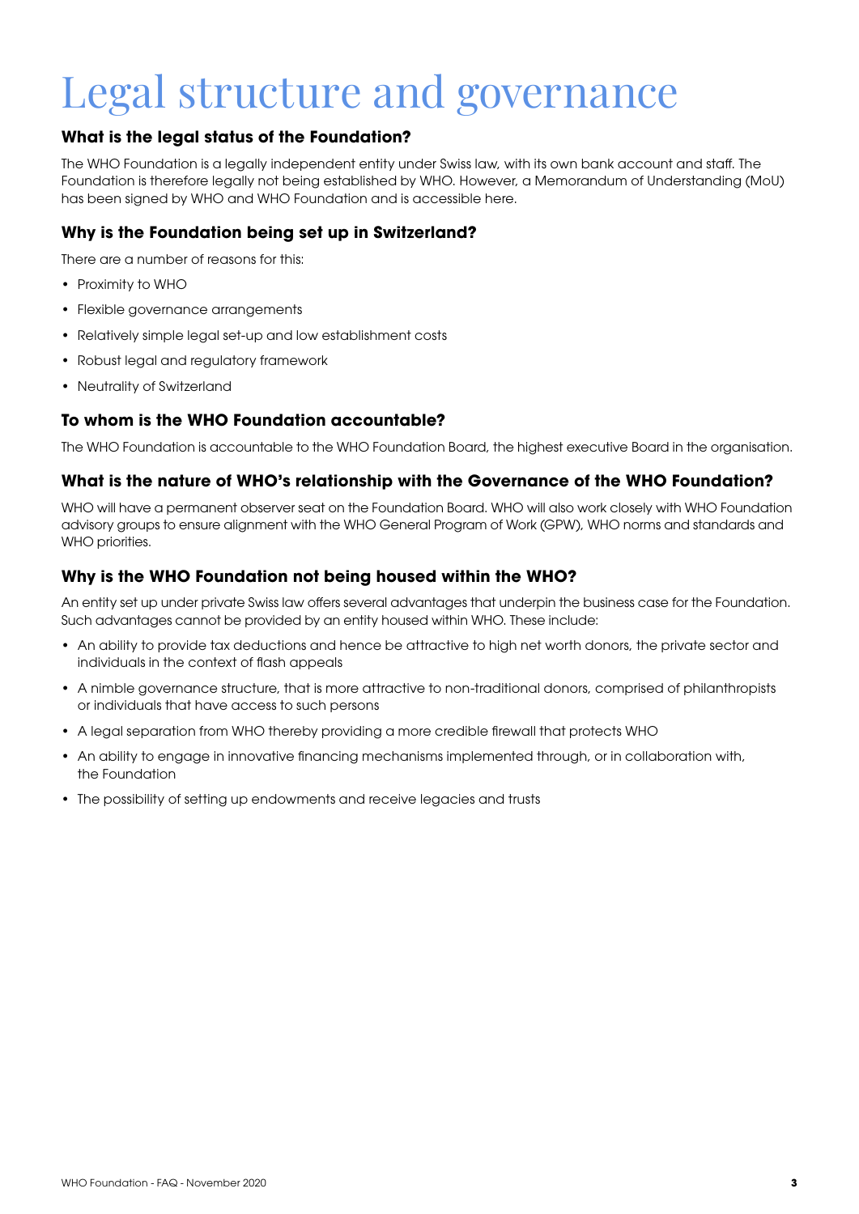# Legal structure and governance

### What is the legal status of the Foundation?

The WHO Foundation is a legally independent entity under Swiss law, with its own bank account and staff. The Foundation is therefore legally not being established by WHO. However, a Memorandum of Understanding (MoU) has been signed by WHO and WHO Foundation and is accessible here.

### Why is the Foundation being set up in Switzerland?

There are a number of reasons for this:

- Proximity to WHO
- Flexible governance arrangements
- Relatively simple legal set-up and low establishment costs
- Robust legal and regulatory framework
- Neutrality of Switzerland

### To whom is the WHO Foundation accountable?

The WHO Foundation is accountable to the WHO Foundation Board, the highest executive Board in the organisation.

### What is the nature of WHO's relationship with the Governance of the WHO Foundation?

WHO will have a permanent observer seat on the Foundation Board. WHO will also work closely with WHO Foundation advisory groups to ensure alignment with the WHO General Program of Work (GPW), WHO norms and standards and WHO priorities.

### Why is the WHO Foundation not being housed within the WHO?

An entity set up under private Swiss law offers several advantages that underpin the business case for the Foundation. Such advantages cannot be provided by an entity housed within WHO. These include:

- An ability to provide tax deductions and hence be attractive to high net worth donors, the private sector and individuals in the context of flash appeals
- A nimble governance structure, that is more attractive to non-traditional donors, comprised of philanthropists or individuals that have access to such persons
- A legal separation from WHO thereby providing a more credible firewall that protects WHO
- An ability to engage in innovative financing mechanisms implemented through, or in collaboration with, the Foundation
- The possibility of setting up endowments and receive legacies and trusts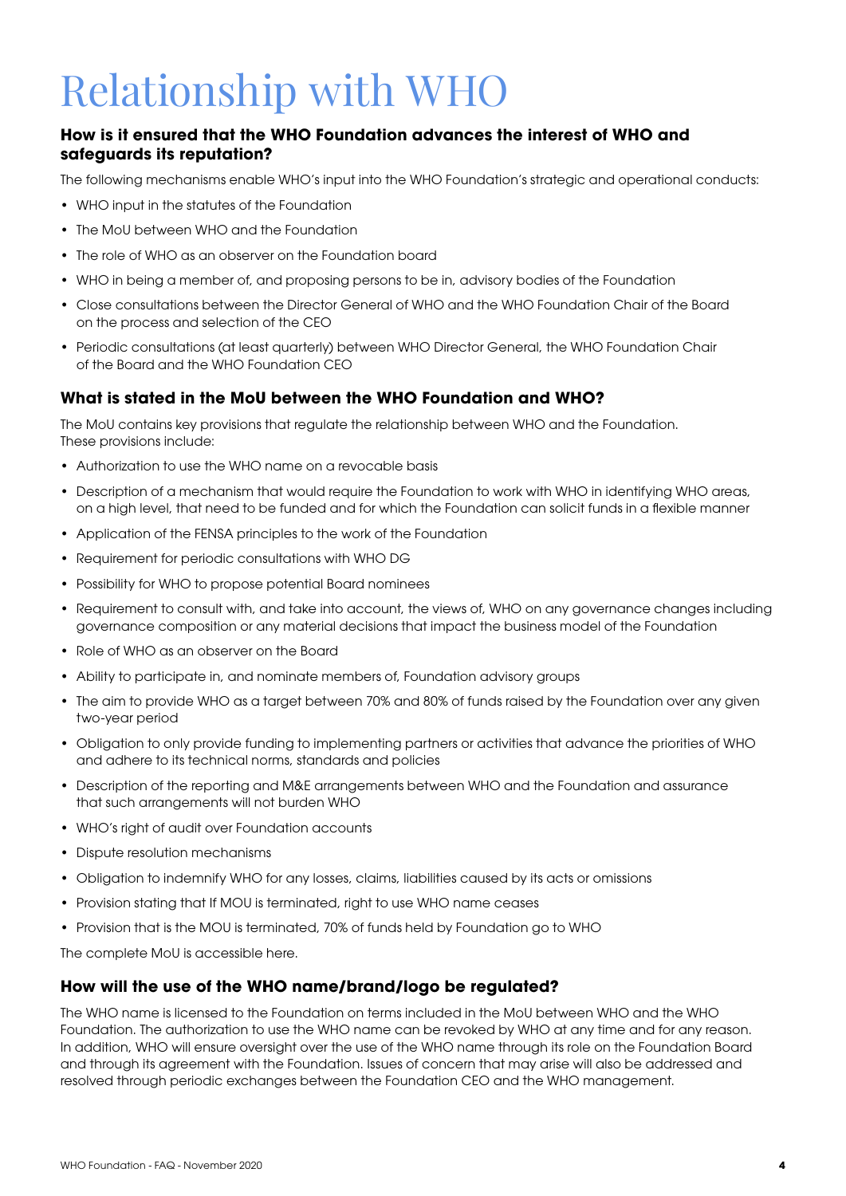# Relationship with WHO

### How is it ensured that the WHO Foundation advances the interest of WHO and safeguards its reputation?

The following mechanisms enable WHO's input into the WHO Foundation's strategic and operational conducts:

- WHO input in the statutes of the Foundation
- The MoU between WHO and the Foundation
- The role of WHO as an observer on the Foundation board
- WHO in being a member of, and proposing persons to be in, advisory bodies of the Foundation
- Close consultations between the Director General of WHO and the WHO Foundation Chair of the Board on the process and selection of the CEO
- Periodic consultations (at least quarterly) between WHO Director General, the WHO Foundation Chair of the Board and the WHO Foundation CEO

### What is stated in the MoU between the WHO Foundation and WHO?

The MoU contains key provisions that regulate the relationship between WHO and the Foundation. These provisions include:

- Authorization to use the WHO name on a revocable basis
- Description of a mechanism that would require the Foundation to work with WHO in identifying WHO areas, on a high level, that need to be funded and for which the Foundation can solicit funds in a flexible manner
- Application of the FENSA principles to the work of the Foundation
- Requirement for periodic consultations with WHO DG
- Possibility for WHO to propose potential Board nominees
- Requirement to consult with, and take into account, the views of, WHO on any governance changes including governance composition or any material decisions that impact the business model of the Foundation
- Role of WHO as an observer on the Board
- Ability to participate in, and nominate members of, Foundation advisory groups
- The aim to provide WHO as a target between 70% and 80% of funds raised by the Foundation over any given two-year period
- Obligation to only provide funding to implementing partners or activities that advance the priorities of WHO and adhere to its technical norms, standards and policies
- Description of the reporting and M&E arrangements between WHO and the Foundation and assurance that such arrangements will not burden WHO
- WHO's right of audit over Foundation accounts
- Dispute resolution mechanisms
- Obligation to indemnify WHO for any losses, claims, liabilities caused by its acts or omissions
- Provision stating that If MOU is terminated, right to use WHO name ceases
- Provision that is the MOU is terminated, 70% of funds held by Foundation go to WHO

The complete MoU is accessible here.

### How will the use of the WHO name/brand/logo be regulated?

The WHO name is licensed to the Foundation on terms included in the MoU between WHO and the WHO Foundation. The authorization to use the WHO name can be revoked by WHO at any time and for any reason. In addition, WHO will ensure oversight over the use of the WHO name through its role on the Foundation Board and through its agreement with the Foundation. Issues of concern that may arise will also be addressed and resolved through periodic exchanges between the Foundation CEO and the WHO management.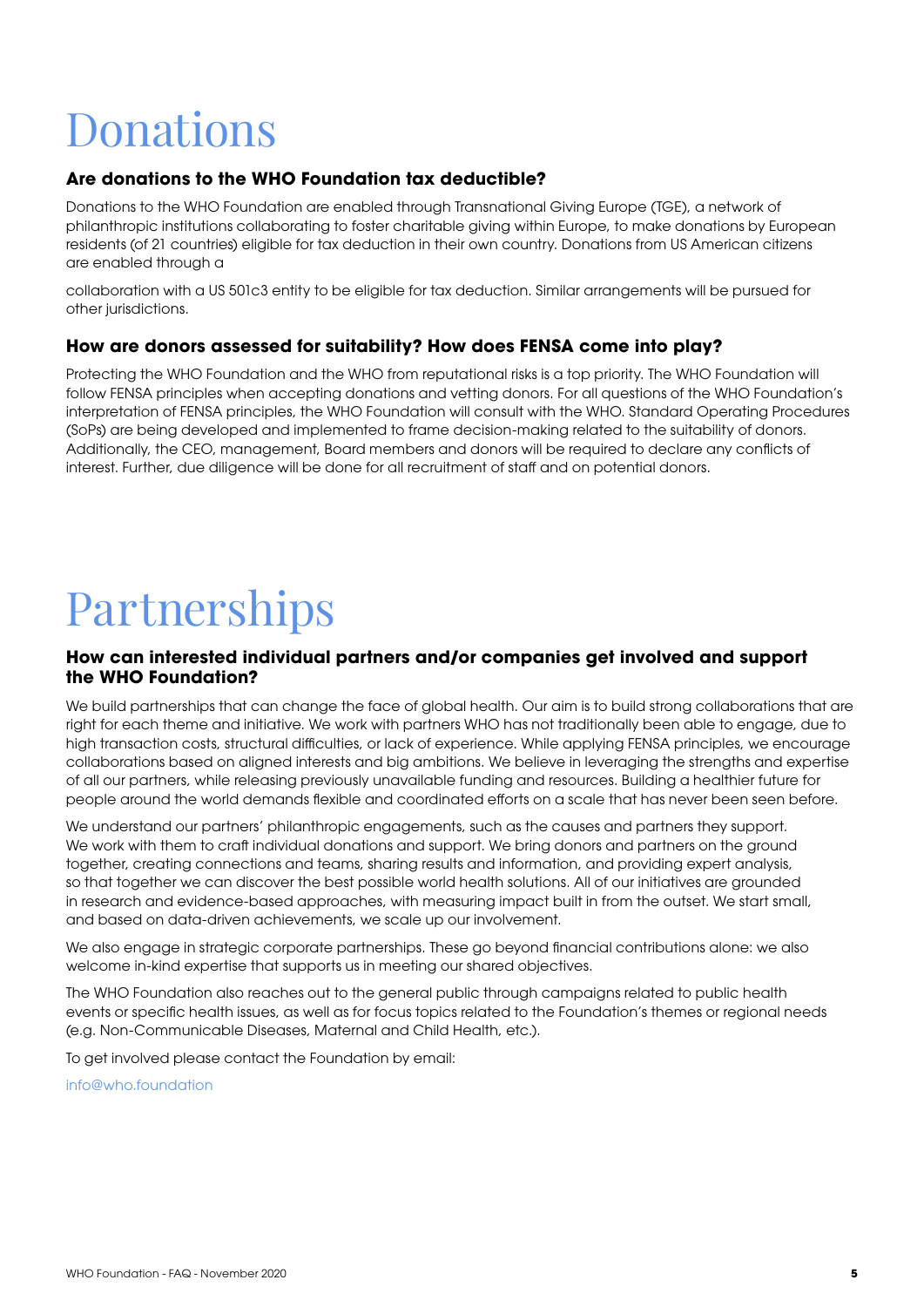# Donations

### Are donations to the WHO Foundation tax deductible?

Donations to the WHO Foundation are enabled through Transnational Giving Europe (TGE), a network of philanthropic institutions collaborating to foster charitable giving within Europe, to make donations by European residents (of 21 countries) eligible for tax deduction in their own country. Donations from US American citizens are enabled through a

collaboration with a US 501c3 entity to be eligible for tax deduction. Similar arrangements will be pursued for other jurisdictions.

### How are donors assessed for suitability? How does FENSA come into play?

Protecting the WHO Foundation and the WHO from reputational risks is a top priority. The WHO Foundation will follow FENSA principles when accepting donations and vetting donors. For all questions of the WHO Foundation's interpretation of FENSA principles, the WHO Foundation will consult with the WHO. Standard Operating Procedures (SoPs) are being developed and implemented to frame decision-making related to the suitability of donors. Additionally, the CEO, management, Board members and donors will be required to declare any conflicts of interest. Further, due diligence will be done for all recruitment of staff and on potential donors.

# Partnerships

### How can interested individual partners and/or companies get involved and support the WHO Foundation?

We build partnerships that can change the face of global health. Our aim is to build strong collaborations that are right for each theme and initiative. We work with partners WHO has not traditionally been able to engage, due to high transaction costs, structural difficulties, or lack of experience. While applying FENSA principles, we encourage collaborations based on aligned interests and big ambitions. We believe in leveraging the strengths and expertise of all our partners, while releasing previously unavailable funding and resources. Building a healthier future for people around the world demands flexible and coordinated efforts on a scale that has never been seen before.

We understand our partners' philanthropic engagements, such as the causes and partners they support. We work with them to craft individual donations and support. We bring donors and partners on the ground together, creating connections and teams, sharing results and information, and providing expert analysis, so that together we can discover the best possible world health solutions. All of our initiatives are grounded in research and evidence-based approaches, with measuring impact built in from the outset. We start small, and based on data-driven achievements, we scale up our involvement.

We also engage in strategic corporate partnerships. These go beyond financial contributions alone: we also welcome in-kind expertise that supports us in meeting our shared objectives.

The WHO Foundation also reaches out to the general public through campaigns related to public health events or specific health issues, as well as for focus topics related to the Foundation's themes or regional needs (e.g. Non-Communicable Diseases, Maternal and Child Health, etc.).

To get involved please contact the Foundation by email:

info@who.foundation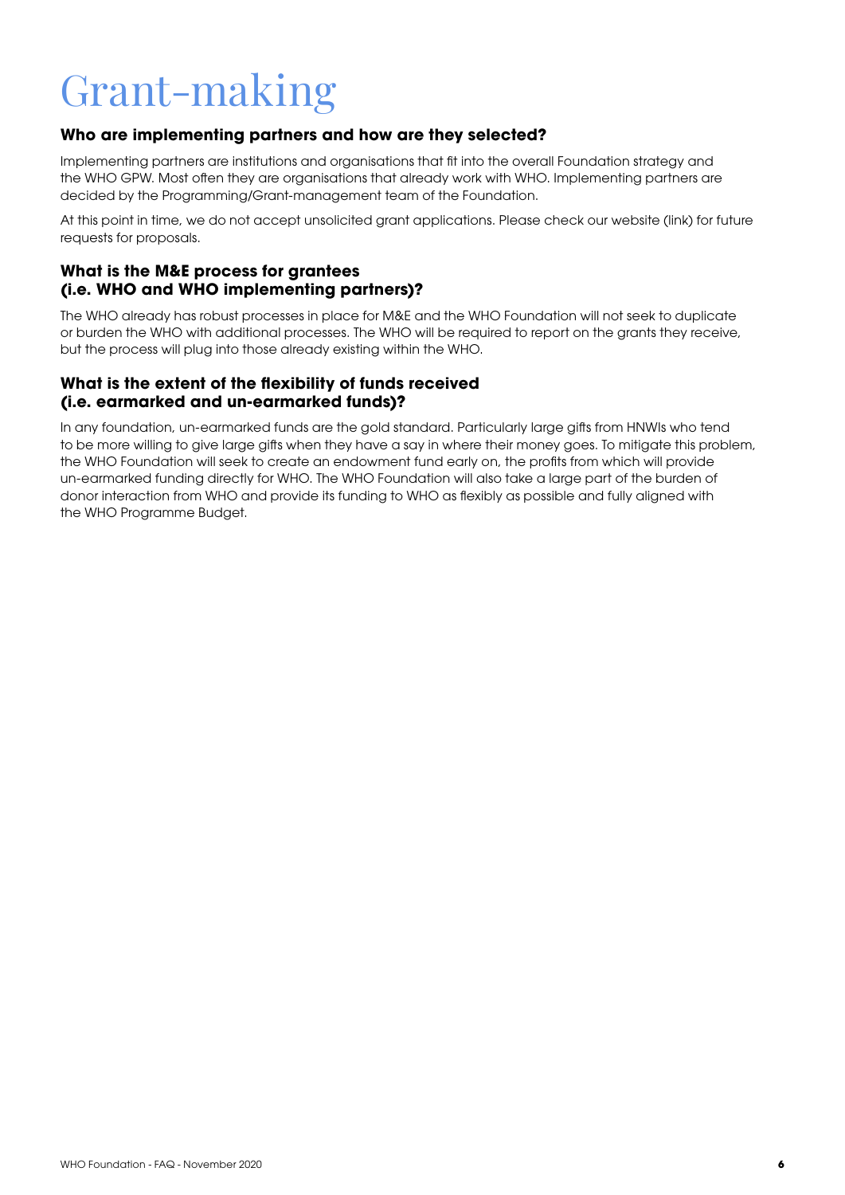# Grant-making

### Who are implementing partners and how are they selected?

Implementing partners are institutions and organisations that fit into the overall Foundation strategy and the WHO GPW. Most often they are organisations that already work with WHO. Implementing partners are decided by the Programming/Grant-management team of the Foundation.

At this point in time, we do not accept unsolicited grant applications. Please check our website (link) for future requests for proposals.

### What is the M&E process for grantees (i.e. WHO and WHO implementing partners)?

The WHO already has robust processes in place for M&E and the WHO Foundation will not seek to duplicate or burden the WHO with additional processes. The WHO will be required to report on the grants they receive, but the process will plug into those already existing within the WHO.

### What is the extent of the flexibility of funds received (i.e. earmarked and un-earmarked funds)?

In any foundation, un-earmarked funds are the gold standard. Particularly large gifts from HNWIs who tend to be more willing to give large gifts when they have a say in where their money goes. To mitigate this problem, the WHO Foundation will seek to create an endowment fund early on, the profits from which will provide un-earmarked funding directly for WHO. The WHO Foundation will also take a large part of the burden of donor interaction from WHO and provide its funding to WHO as flexibly as possible and fully aligned with the WHO Programme Budget.